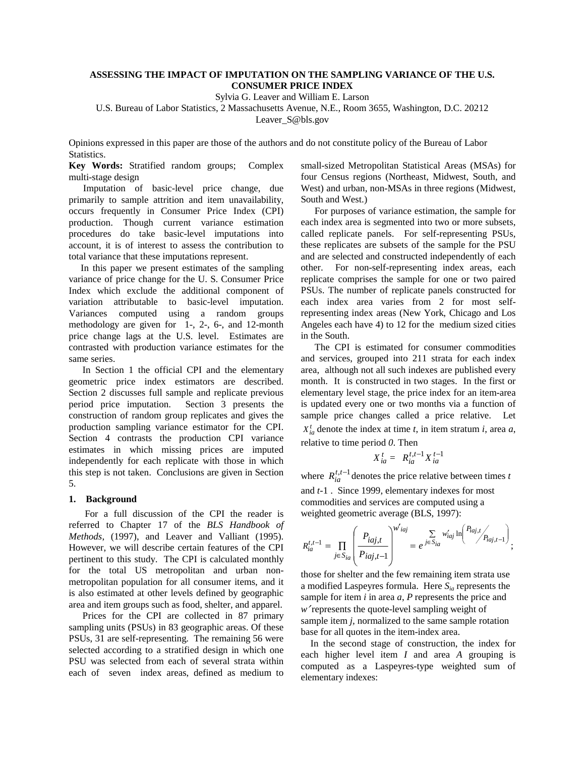# ASSESSING THE IMPACT OF IMPUTATION ON THE SAMPLING VARIANCE OF THE U.S. CONSUMER PRICE INDEX

Sylvia G. Leaver and William E. Larson

U.S. Bureau of Labor Statistics, 2 Massachusetts Avenue, N.E., Room 3655, Washington, D.C. 20212

Leaver_S@bls.gov

Opinions expressed in this paper are those of the authors and do not constitute policy of the Bureau of Labor Statistics.

**Key Words:** Stratified random groups; Complex multi-stage design

Imputation of basic-level price change, due primarily to sample attrition and item unavailability, occurs frequently in Consumer Price Index (CPI) production. Though current variance estimation procedures do take basic-level imputations into account, it is of interest to assess the contribution to total variance that these imputations represent.

In this paper we present estimates of the sampling variance of price change for the U. S. Consumer Price Index which exclude the additional component of variation attributable to basic-level imputation. Variances computed using a random groups methodology are given for 1-, 2-, 6-, and 12-month price change lags at the U.S. level. Estimates are contrasted with production variance estimates for the same series.

In Section 1 the official CPI and the elementary geometric price index estimators are described. Section 2 discusses full sample and replicate previous period price imputation. Section 3 presents the construction of random group replicates and gives the production sampling variance estimator for the CPI. Section 4 contrasts the production CPI variance estimates in which missing prices are imputed independently for each replicate with those in which this step is not taken. Conclusions are given in Section 5.

## 1. Background

For a full discussion of the CPI the reader is referred to Chapter 17 of the *BLS Handbook of Methods*, (1997), and Leaver and Valliant (1995). However, we will describe certain features of the CPI pertinent to this study. The CPI is calculated monthly for the total US metropolitan and urban non-metropolitan population for all consumer items, and it is also estimated at other levels defined by geographic area and item groups such as food, shelter, and apparel.

Prices for the CPI are collected in 87 primary sampling units (PSUs) in 83 geographic areas. Of these PSUs, 31 are self-representing. The remaining 56 were selected according to a stratified design in which one PSU was selected from each of several strata within each of seven index areas, defined as medium to small-sized Metropolitan Statistical Areas (MSAs) for four Census regions (Northeast, Midwest, South, and West) and urban, non-MSAs in three regions (Midwest, South and West.)

For purposes of variance estimation, the sample for each index area is segmented into two or more subsets, called replicate panels. For self-representing PSUs, these replicates are subsets of the sample for the PSU and are selected and constructed independently of each other. For non-self-representing index areas, each replicate comprises the sample for one or two paired PSUs. The number of replicate panels constructed for each index area varies from 2 for most self-representing index areas (New York, Chicago and Los Angeles each have 4) to 12 for the medium sized cities in the South.

The CPI is estimated for consumer commodities and services, grouped into 211 strata for each index area, although not all such indexes are published every month. It is constructed in two stages. In the first or elementary level stage, the price index for an item-area is updated every one or two months via a function of sample price changes called a price relative. Let $X_{ia}^{t}$ denote the index at time *t*, in item stratum *i*, area *a*, relative to time period *0*. Then

$$X_{ia}^{t} = R_{ia}^{t,t-1} X_{ia}^{t-1}$$

where $R_{ia}^{t,t-1}$ denotes the price relative between times *t* and *t*-1 . Since 1999, elementary indexes for most commodities and services are computed using a weighted geometric average (BLS, 1997):

$$R_{ia}^{t,t-1} = \prod_{j \in S_{ia}} \left( \frac{P_{iaj,t}}{P_{iaj,t-1}} \right)^{w'_{iaj}} = e^{\sum_{j \in S_{ia}} w'_{iaj} \ln\left( P_{iaj,t} / P_{iaj,t-1} \right)};$$

those for shelter and the few remaining item strata use a modified Laspeyres formula. Here $S_{ia}$ represents the sample for item *i* in area *a*, *P* represents the price and $w'$ represents the quote-level sampling weight of sample item *j*, normalized to the same sample rotation base for all quotes in the item-index area.

In the second stage of construction, the index for each higher level item *I* and area *A* grouping is computed as a Laspeyres-type weighted sum of elementary indexes: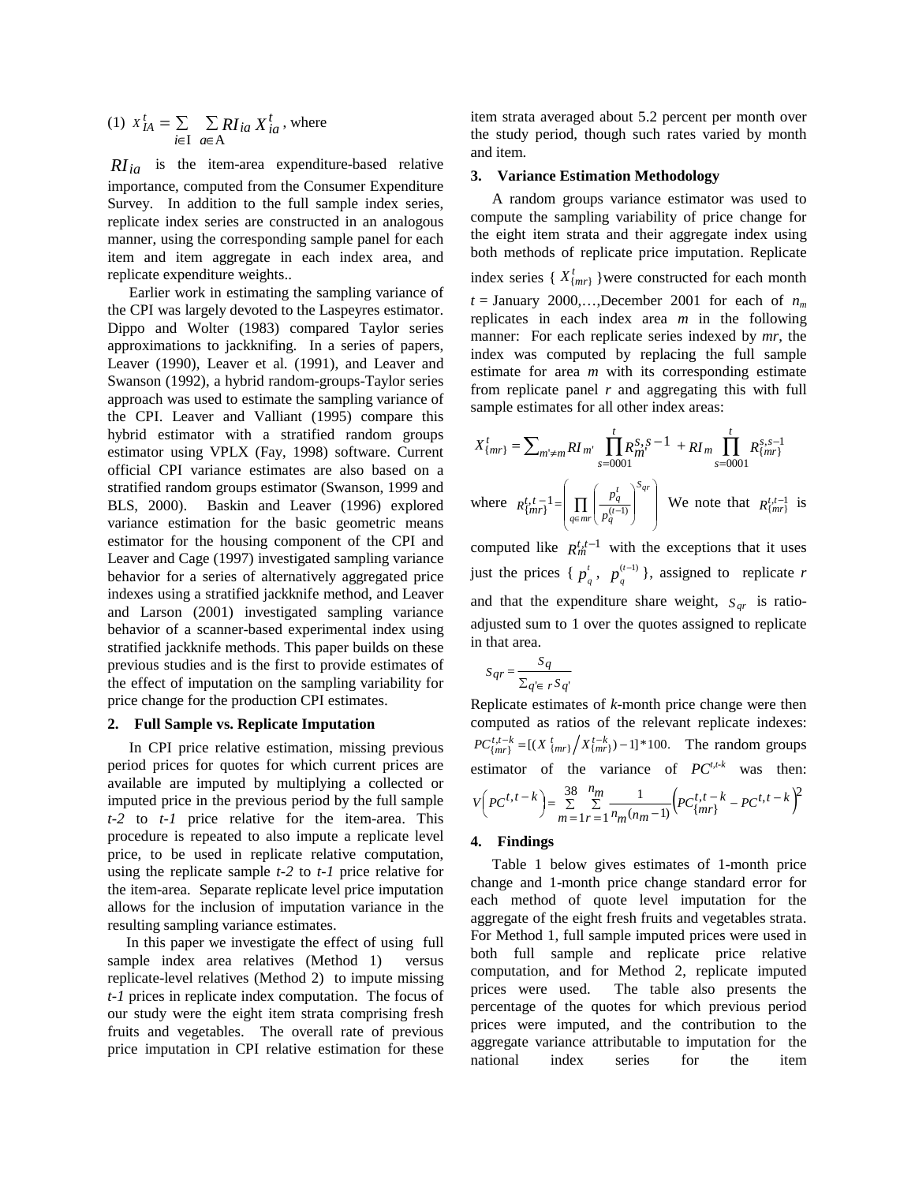(1) $x_{IA}^{t} = \sum_{i \in \mathrm{I}} \sum_{a \in \mathrm{A}} RI_{ia} X_{ia}^{t}$, where

$RI_{ia}$ is the item-area expenditure-based relative importance, computed from the Consumer Expenditure Survey. In addition to the full sample index series, replicate index series are constructed in an analogous manner, using the corresponding sample panel for each item and item aggregate in each index area, and replicate expenditure weights..

Earlier work in estimating the sampling variance of the CPI was largely devoted to the Laspeyres estimator. Dippo and Wolter (1983) compared Taylor series approximations to jackknifing. In a series of papers, Leaver (1990), Leaver et al. (1991), and Leaver and Swanson (1992), a hybrid random-groups-Taylor series approach was used to estimate the sampling variance of the CPI. Leaver and Valliant (1995) compare this hybrid estimator with a stratified random groups estimator using VPLX (Fay, 1998) software. Current official CPI variance estimates are also based on a stratified random groups estimator (Swanson, 1999 and BLS, 2000). Baskin and Leaver (1996) explored variance estimation for the basic geometric means estimator for the housing component of the CPI and Leaver and Cage (1997) investigated sampling variance behavior for a series of alternatively aggregated price indexes using a stratified jackknife method, and Leaver and Larson (2001) investigated sampling variance behavior of a scanner-based experimental index using stratified jackknife methods. This paper builds on these previous studies and is the first to provide estimates of the effect of imputation on the sampling variability for price change for the production CPI estimates.

## 2. Full Sample vs. Replicate Imputation

In CPI price relative estimation, missing previous period prices for quotes for which current prices are available are imputed by multiplying a collected or imputed price in the previous period by the full sample *t-2* to *t-1* price relative for the item-area. This procedure is repeated to also impute a replicate level price, to be used in replicate relative computation, using the replicate sample *t-2* to *t-1* price relative for the item-area. Separate replicate level price imputation allows for the inclusion of imputation variance in the resulting sampling variance estimates.

In this paper we investigate the effect of using full sample index area relatives (Method 1) versus replicate-level relatives (Method 2) to impute missing *t-1* prices in replicate index computation. The focus of our study were the eight item strata comprising fresh fruits and vegetables. The overall rate of previous price imputation in CPI relative estimation for these item strata averaged about 5.2 percent per month over the study period, though such rates varied by month and item.

## 3. Variance Estimation Methodology

A random groups variance estimator was used to compute the sampling variability of price change for the eight item strata and their aggregate index using both methods of replicate price imputation. Replicate index series { $X_{\{mr\}}^{t}$ }were constructed for each month $t$ = January 2000,…,December 2001 for each of $n_m$ replicates in each index area $m$ in the following manner: For each replicate series indexed by $mr$, the index was computed by replacing the full sample estimate for area $m$ with its corresponding estimate from replicate panel $r$ and aggregating this with full sample estimates for all other index areas:

$$X_{\{mr\}}^{t} = \sum_{m' \neq m} RI_{m'} \prod_{s=0001}^{t} R_{m'}^{s,s-1} + RI_{m} \prod_{s=0001}^{t} R_{\{mr\}}^{s,s-1}$$

where $R_{\{mr\}}^{t,t-1} = \left( \prod_{q \in mr} \left( \frac{p_q^t}{p_q^{(t-1)}} \right)^{S_{qr}} \right)$ We note that $R_{\{mr\}}^{t,t-1}$ is computed like $R_m^{t,t-1}$ with the exceptions that it uses just the prices { $p_q^t$, $p_q^{(t-1)}$ }, assigned to replicate $r$ and that the expenditure share weight, $S_{qr}$ is ratio-adjusted sum to 1 over the quotes assigned to replicate in that area.

$$S_{qr} = \frac{S_q}{\sum_{q' \in r} S_{q'}}$$

Replicate estimates of $k$-month price change were then computed as ratios of the relevant replicate indexes: $PC_{\{mr\}}^{t,t-k} = [(X_{\{mr\}}^{t} / X_{\{mr\}}^{t-k}) - 1] * 100$. The random groups estimator of the variance of $PC^{t,t-k}$ was then: $V\left(PC^{t,t-k}\right) = \sum_{m=1}^{38} \sum_{r=1}^{n_m} \frac{1}{n_m(n_m-1)} \left(PC_{\{mr\}}^{t,t-k} - PC^{t,t-k}\right)^2$

## 4. Findings

Table 1 below gives estimates of 1-month price change and 1-month price change standard error for each method of quote level imputation for the aggregate of the eight fresh fruits and vegetables strata. For Method 1, full sample imputed prices were used in both full sample and replicate price relative computation, and for Method 2, replicate imputed prices were used. The table also presents the percentage of the quotes for which previous period prices were imputed, and the contribution to the aggregate variance attributable to imputation for the national index series for the item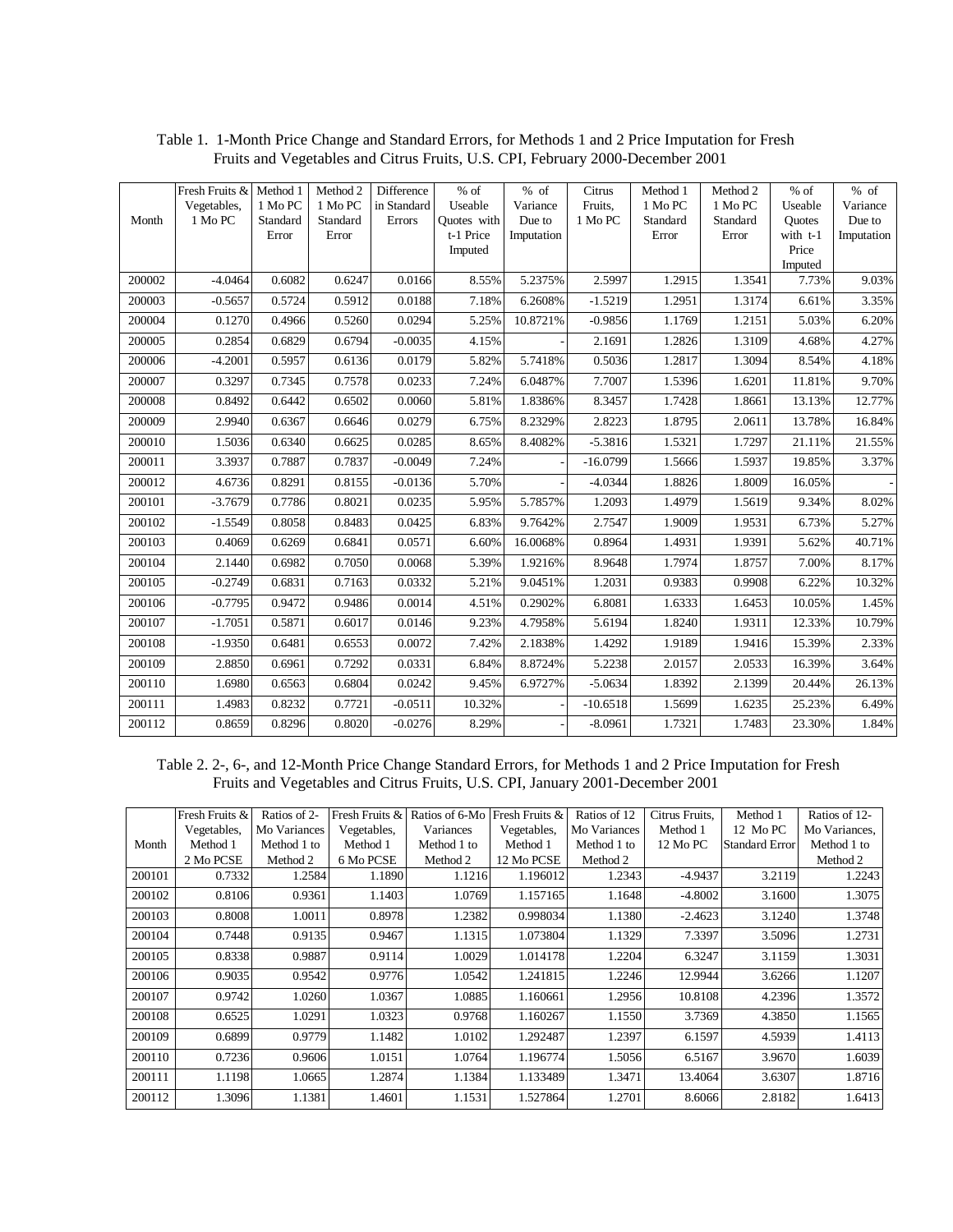Table 1. 1-Month Price Change and Standard Errors, for Methods 1 and 2 Price Imputation for Fresh Fruits and Vegetables and Citrus Fruits, U.S. CPI, February 2000-December 2001

| Month | Fresh Fruits & Vegetables, 1 Mo PC | Method 1 1 Mo PC Standard Error | Method 2 1 Mo PC Standard Error | Difference in Standard Errors | % of Useable Quotes with t-1 Price Imputed | % of Variance Due to Imputation | Citrus Fruits, 1 Mo PC | Method 1 1 Mo PC Standard Error | Method 2 1 Mo PC Standard Error | % of Useable Quotes with t-1 Price Imputed | % of Variance Due to Imputation |
|---|---|---|---|---|---|---|---|---|---|---|---|
| 200002 | -4.0464 | 0.6082 | 0.6247 | 0.0166 | 8.55% | 5.2375% | 2.5997 | 1.2915 | 1.3541 | 7.73% | 9.03% |
| 200003 | -0.5657 | 0.5724 | 0.5912 | 0.0188 | 7.18% | 6.2608% | -1.5219 | 1.2951 | 1.3174 | 6.61% | 3.35% |
| 200004 | 0.1270 | 0.4966 | 0.5260 | 0.0294 | 5.25% | 10.8721% | -0.9856 | 1.1769 | 1.2151 | 5.03% | 6.20% |
| 200005 | 0.2854 | 0.6829 | 0.6794 | -0.0035 | 4.15% | - | 2.1691 | 1.2826 | 1.3109 | 4.68% | 4.27% |
| 200006 | -4.2001 | 0.5957 | 0.6136 | 0.0179 | 5.82% | 5.7418% | 0.5036 | 1.2817 | 1.3094 | 8.54% | 4.18% |
| 200007 | 0.3297 | 0.7345 | 0.7578 | 0.0233 | 7.24% | 6.0487% | 7.7007 | 1.5396 | 1.6201 | 11.81% | 9.70% |
| 200008 | 0.8492 | 0.6442 | 0.6502 | 0.0060 | 5.81% | 1.8386% | 8.3457 | 1.7428 | 1.8661 | 13.13% | 12.77% |
| 200009 | 2.9940 | 0.6367 | 0.6646 | 0.0279 | 6.75% | 8.2329% | 2.8223 | 1.8795 | 2.0611 | 13.78% | 16.84% |
| 200010 | 1.5036 | 0.6340 | 0.6625 | 0.0285 | 8.65% | 8.4082% | -5.3816 | 1.5321 | 1.7297 | 21.11% | 21.55% |
| 200011 | 3.3937 | 0.7887 | 0.7837 | -0.0049 | 7.24% | - | -16.0799 | 1.5666 | 1.5937 | 19.85% | 3.37% |
| 200012 | 4.6736 | 0.8291 | 0.8155 | -0.0136 | 5.70% | - | -4.0344 | 1.8826 | 1.8009 | 16.05% | - |
| 200101 | -3.7679 | 0.7786 | 0.8021 | 0.0235 | 5.95% | 5.7857% | 1.2093 | 1.4979 | 1.5619 | 9.34% | 8.02% |
| 200102 | -1.5549 | 0.8058 | 0.8483 | 0.0425 | 6.83% | 9.7642% | 2.7547 | 1.9009 | 1.9531 | 6.73% | 5.27% |
| 200103 | 0.4069 | 0.6269 | 0.6841 | 0.0571 | 6.60% | 16.0068% | 0.8964 | 1.4931 | 1.9391 | 5.62% | 40.71% |
| 200104 | 2.1440 | 0.6982 | 0.7050 | 0.0068 | 5.39% | 1.9216% | 8.9648 | 1.7974 | 1.8757 | 7.00% | 8.17% |
| 200105 | -0.2749 | 0.6831 | 0.7163 | 0.0332 | 5.21% | 9.0451% | 1.2031 | 0.9383 | 0.9908 | 6.22% | 10.32% |
| 200106 | -0.7795 | 0.9472 | 0.9486 | 0.0014 | 4.51% | 0.2902% | 6.8081 | 1.6333 | 1.6453 | 10.05% | 1.45% |
| 200107 | -1.7051 | 0.5871 | 0.6017 | 0.0146 | 9.23% | 4.7958% | 5.6194 | 1.8240 | 1.9311 | 12.33% | 10.79% |
| 200108 | -1.9350 | 0.6481 | 0.6553 | 0.0072 | 7.42% | 2.1838% | 1.4292 | 1.9189 | 1.9416 | 15.39% | 2.33% |
| 200109 | 2.8850 | 0.6961 | 0.7292 | 0.0331 | 6.84% | 8.8724% | 5.2238 | 2.0157 | 2.0533 | 16.39% | 3.64% |
| 200110 | 1.6980 | 0.6563 | 0.6804 | 0.0242 | 9.45% | 6.9727% | -5.0634 | 1.8392 | 2.1399 | 20.44% | 26.13% |
| 200111 | 1.4983 | 0.8232 | 0.7721 | -0.0511 | 10.32% | - | -10.6518 | 1.5699 | 1.6235 | 25.23% | 6.49% |
| 200112 | 0.8659 | 0.8296 | 0.8020 | -0.0276 | 8.29% | - | -8.0961 | 1.7321 | 1.7483 | 23.30% | 1.84% |

Table 2. 2-, 6-, and 12-Month Price Change Standard Errors, for Methods 1 and 2 Price Imputation for Fresh Fruits and Vegetables and Citrus Fruits, U.S. CPI, January 2001-December 2001

| Month | Fresh Fruits & Vegetables, Method 1 2 Mo PCSE | Ratios of 2-Mo Variances Method 1 to Method 2 | Fresh Fruits & Vegetables, Method 1 6 Mo PCSE | Ratios of 6-Mo Variances Method 1 to Method 2 | Fresh Fruits & Vegetables, Method 1 12 Mo PCSE | Ratios of 12 Mo Variances Method 1 to Method 2 | Citrus Fruits, Method 1 12 Mo PC | Method 1 12 Mo PC Standard Error | Ratios of 12-Mo Variances, Method 1 to Method 2 |
|---|---|---|---|---|---|---|---|---|---|
| 200101 | 0.7332 | 1.2584 | 1.1890 | 1.1216 | 1.196012 | 1.2343 | -4.9437 | 3.2119 | 1.2243 |
| 200102 | 0.8106 | 0.9361 | 1.1403 | 1.0769 | 1.157165 | 1.1648 | -4.8002 | 3.1600 | 1.3075 |
| 200103 | 0.8008 | 1.0011 | 0.8978 | 1.2382 | 0.998034 | 1.1380 | -2.4623 | 3.1240 | 1.3748 |
| 200104 | 0.7448 | 0.9135 | 0.9467 | 1.1315 | 1.073804 | 1.1329 | 7.3397 | 3.5096 | 1.2731 |
| 200105 | 0.8338 | 0.9887 | 0.9114 | 1.0029 | 1.014178 | 1.2204 | 6.3247 | 3.1159 | 1.3031 |
| 200106 | 0.9035 | 0.9542 | 0.9776 | 1.0542 | 1.241815 | 1.2246 | 12.9944 | 3.6266 | 1.1207 |
| 200107 | 0.9742 | 1.0260 | 1.0367 | 1.0885 | 1.160661 | 1.2956 | 10.8108 | 4.2396 | 1.3572 |
| 200108 | 0.6525 | 1.0291 | 1.0323 | 0.9768 | 1.160267 | 1.1550 | 3.7369 | 4.3850 | 1.1565 |
| 200109 | 0.6899 | 0.9779 | 1.1482 | 1.0102 | 1.292487 | 1.2397 | 6.1597 | 4.5939 | 1.4113 |
| 200110 | 0.7236 | 0.9606 | 1.0151 | 1.0764 | 1.196774 | 1.5056 | 6.5167 | 3.9670 | 1.6039 |
| 200111 | 1.1198 | 1.0665 | 1.2874 | 1.1384 | 1.133489 | 1.3471 | 13.4064 | 3.6307 | 1.8716 |
| 200112 | 1.3096 | 1.1381 | 1.4601 | 1.1531 | 1.527864 | 1.2701 | 8.6066 | 2.8182 | 1.6413 |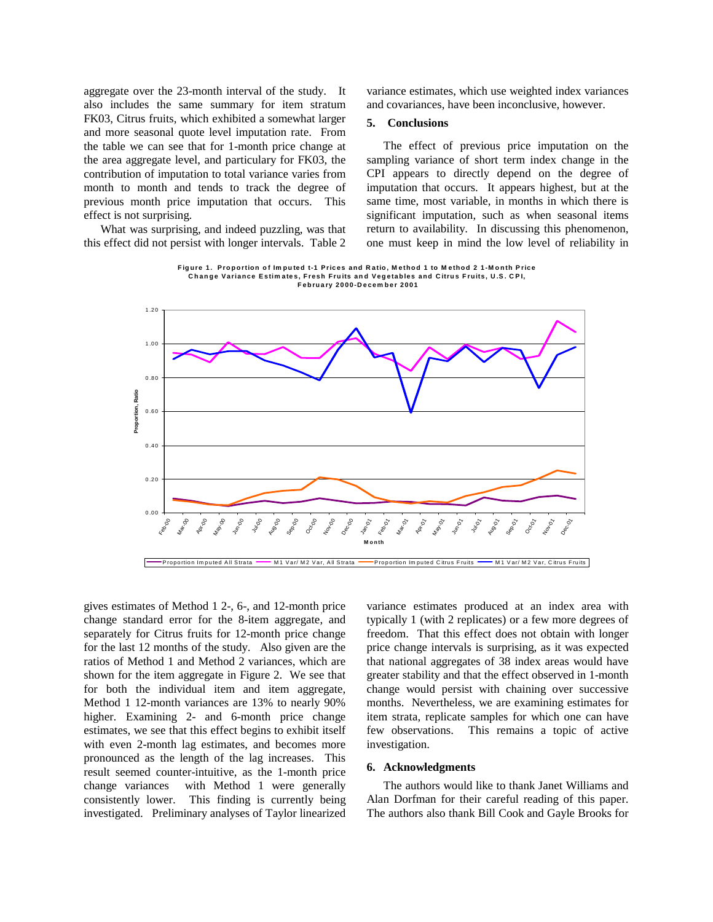aggregate over the 23-month interval of the study. It also includes the same summary for item stratum FK03, Citrus fruits, which exhibited a somewhat larger and more seasonal quote level imputation rate. From the table we can see that for 1-month price change at the area aggregate level, and particulary for FK03, the contribution of imputation to total variance varies from month to month and tends to track the degree of previous month price imputation that occurs. This effect is not surprising.

What was surprising, and indeed puzzling, was that this effect did not persist with longer intervals. Table 2 gives estimates of Method 1 2-, 6-, and 12-month price change standard error for the 8-item aggregate, and separately for Citrus fruits for 12-month price change for the last 12 months of the study. Also given are the ratios of Method 1 and Method 2 variances, which are shown for the item aggregate in Figure 2. We see that for both the individual item and item aggregate, Method 1 12-month variances are 13% to nearly 90% higher. Examining 2- and 6-month price change estimates, we see that this effect begins to exhibit itself with even 2-month lag estimates, and becomes more pronounced as the length of the lag increases. This result seemed counter-intuitive, as the 1-month price change variances with Method 1 were generally consistently lower. This finding is currently being investigated. Preliminary analyses of Taylor linearized variance estimates, which use weighted index variances and covariances, have been inconclusive, however.

**Figure 1. Proportion of Imputed t-1 Prices and Ratio, Method 1 to Method 2 1-Month Price Change Variance Estimates, Fresh Fruits and Vegetables and Citrus Fruits, U.S. CPI, February 2000-December 2001**

## 5. Conclusions

The effect of previous price imputation on the sampling variance of short term index change in the CPI appears to directly depend on the degree of imputation that occurs. It appears highest, but at the same time, most variable, in months in which there is significant imputation, such as when seasonal items return to availability. In discussing this phenomenon, one must keep in mind the low level of reliability in variance estimates produced at an index area with typically 1 (with 2 replicates) or a few more degrees of freedom. That this effect does not obtain with longer price change intervals is surprising, as it was expected that national aggregates of 38 index areas would have greater stability and that the effect observed in 1-month change would persist with chaining over successive months. Nevertheless, we are examining estimates for item strata, replicate samples for which one can have few observations. This remains a topic of active investigation.

## 6. Acknowledgments

The authors would like to thank Janet Williams and Alan Dorfman for their careful reading of this paper. The authors also thank Bill Cook and Gayle Brooks for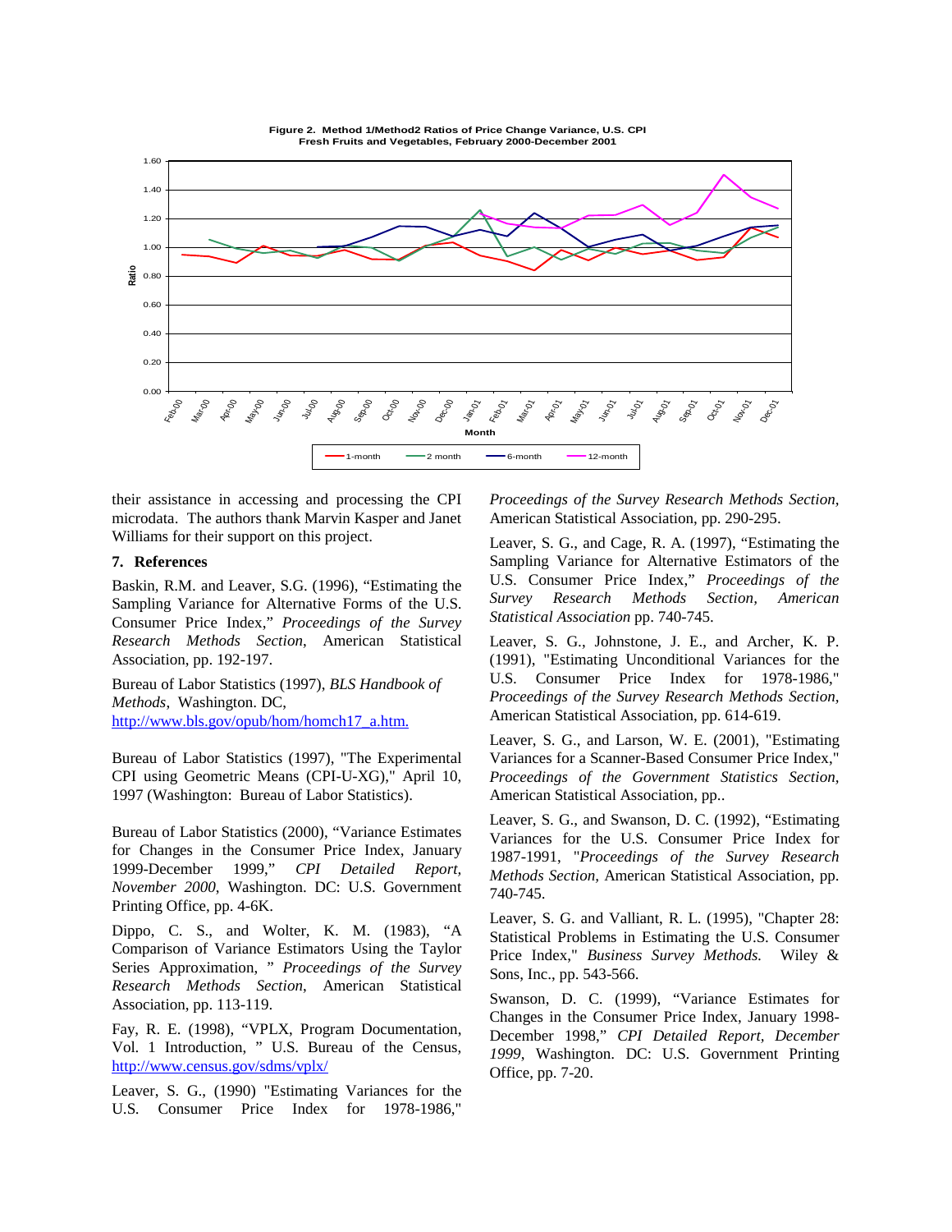**Figure 2. Method 1/Method2 Ratios of Price Change Variance, U.S. CPI Fresh Fruits and Vegetables, February 2000-December 2001**

Ratio

1.60
1.40
1.20
1.00
0.80
0.60
0.40
0.20
0.00

Feb-00 Mar-00 Apr-00 May-00 Jun-00 Jul-00 Aug-00 Sep-00 Oct-00 Nov-00 Dec-00 Jan-01 Feb-01 Mar-01 Apr-01 May-01 Jun-01 Jul-01 Aug-01 Sep-01 Oct-01 Nov-01 Dec-01

Month

1-month 2 month 6-month 12-month

their assistance in accessing and processing the CPI microdata. The authors thank Marvin Kasper and Janet Williams for their support on this project.

## 7. References

Baskin, R.M. and Leaver, S.G. (1996), "Estimating the Sampling Variance for Alternative Forms of the U.S. Consumer Price Index," *Proceedings of the Survey Research Methods Section*, American Statistical Association, pp. 192-197.

Bureau of Labor Statistics (1997), *BLS Handbook of Methods*, Washington. DC, http://www.bls.gov/opub/hom/homch17_a.htm.

Bureau of Labor Statistics (1997), "The Experimental CPI using Geometric Means (CPI-U-XG)," April 10, 1997 (Washington: Bureau of Labor Statistics).

Bureau of Labor Statistics (2000), "Variance Estimates for Changes in the Consumer Price Index, January 1999-December 1999," *CPI Detailed Report, November 2000*, Washington. DC: U.S. Government Printing Office, pp. 4-6K.

Dippo, C. S., and Wolter, K. M. (1983), "A Comparison of Variance Estimators Using the Taylor Series Approximation, " *Proceedings of the Survey Research Methods Section*, American Statistical Association, pp. 113-119.

Fay, R. E. (1998), "VPLX, Program Documentation, Vol. 1 Introduction, " U.S. Bureau of the Census, http://www.census.gov/sdms/vplx/

Leaver, S. G., (1990) "Estimating Variances for the U.S. Consumer Price Index for 1978-1986," *Proceedings of the Survey Research Methods Section*, American Statistical Association, pp. 290-295.

Leaver, S. G., and Cage, R. A. (1997), "Estimating the Sampling Variance for Alternative Estimators of the U.S. Consumer Price Index," *Proceedings of the Survey Research Methods Section, American Statistical Association* pp. 740-745.

Leaver, S. G., Johnstone, J. E., and Archer, K. P. (1991), "Estimating Unconditional Variances for the U.S. Consumer Price Index for 1978-1986," *Proceedings of the Survey Research Methods Section*, American Statistical Association, pp. 614-619.

Leaver, S. G., and Larson, W. E. (2001), "Estimating Variances for a Scanner-Based Consumer Price Index," *Proceedings of the Government Statistics Section*, American Statistical Association, pp..

Leaver, S. G., and Swanson, D. C. (1992), "Estimating Variances for the U.S. Consumer Price Index for 1987-1991, "*Proceedings of the Survey Research Methods Section*, American Statistical Association, pp. 740-745.

Leaver, S. G. and Valliant, R. L. (1995), "Chapter 28: Statistical Problems in Estimating the U.S. Consumer Price Index," *Business Survey Methods.* Wiley & Sons, Inc., pp. 543-566.

Swanson, D. C. (1999), "Variance Estimates for Changes in the Consumer Price Index, January 1998-December 1998," *CPI Detailed Report, December 1999*, Washington. DC: U.S. Government Printing Office, pp. 7-20.